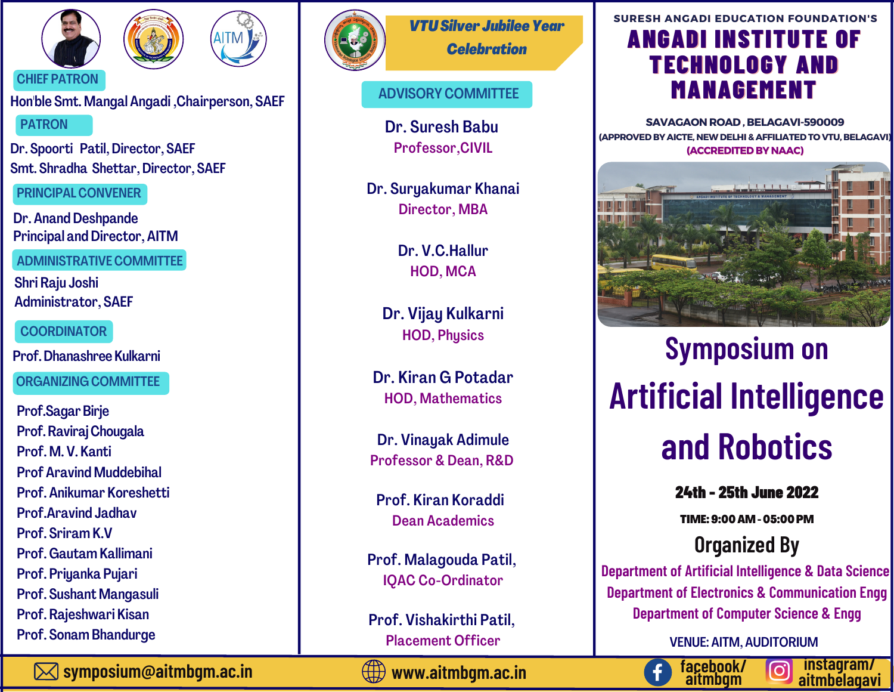## CHIEF PATRON

Hon'ble Smt. Mangal Angadi ,Chairperson, SAEF

## PATRON

Dr. Spoorti Patil, Director, SAEF
Smt. Shradha Shettar, Director, SAEF

## PRINCIPAL CONVENER

Dr. Anand Deshpande
Principal and Director, AITM

## ADMINISTRATIVE COMMITTEE

Shri Raju Joshi
Administrator, SAEF

## COORDINATOR

Prof. Dhanashree Kulkarni

## ORGANIZING COMMITTEE

Prof.Sagar Birje
Prof. Raviraj Chougala
Prof. M. V. Kanti
Prof Aravind Muddebihal
Prof. Anikumar Koreshetti
Prof.Aravind Jadhav
Prof. Sriram K.V
Prof. Gautam Kallimani
Prof. Priyanka Pujari
Prof. Sushant Mangasuli
Prof. Rajeshwari Kisan
Prof. Sonam Bhandurge

**VTU Silver Jubilee Year Celebration**

## ADVISORY COMMITTEE

Dr. Suresh Babu
Professor,CIVIL

Dr. Suryakumar Khanai
Director, MBA

Dr. V.C.Hallur
HOD, MCA

Dr. Vijay Kulkarni
HOD, Physics

Dr. Kiran G Potadar
HOD, Mathematics

Dr. Vinayak Adimule
Professor & Dean, R&D

Prof. Kiran Koraddi
Dean Academics

Prof. Malagouda Patil,
IQAC Co-Ordinator

Prof. Vishakirthi Patil,
Placement Officer

SURESH ANGADI EDUCATION FOUNDATION'S

# ANGADI INSTITUTE OF TECHNOLOGY AND MANAGEMENT

SAVAGAON ROAD , BELAGAVI-590009
(APPROVED BY AICTE, NEW DELHI & AFFILIATED TO VTU, BELAGAVI)
(ACCREDITED BY NAAC)

# Symposium on Artificial Intelligence and Robotics

**24th - 25th June 2022**

**TIME: 9:00 AM - 05:00 PM**

Organized By

Department of Artificial Intelligence & Data Science
Department of Electronics & Communication Engg
Department of Computer Science & Engg

VENUE: AITM, AUDITORIUM

symposium@aitmbgm.ac.in | www.aitmbgm.ac.in | facebook/ aitmbgm | instagram/ aitmbelagavi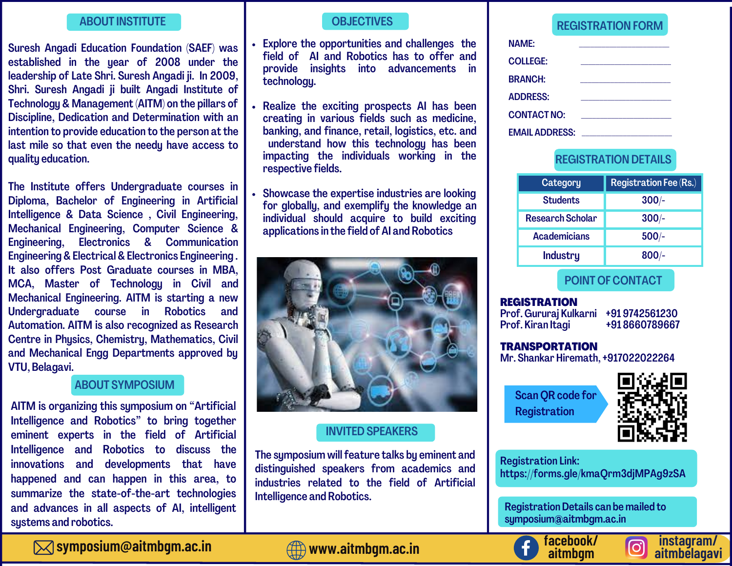## ABOUT INSTITUTE

Suresh Angadi Education Foundation (SAEF) was established in the year of 2008 under the leadership of Late Shri. Suresh Angadi ji. In 2009, Shri. Suresh Angadi ji built Angadi Institute of Technology & Management (AITM) on the pillars of Discipline, Dedication and Determination with an intention to provide education to the person at the last mile so that even the needy have access to quality education.

The Institute offers Undergraduate courses in Diploma, Bachelor of Engineering in Artificial Intelligence & Data Science , Civil Engineering, Mechanical Engineering, Computer Science & Engineering, Electronics & Communication Engineering & Electrical & Electronics Engineering . It also offers Post Graduate courses in MBA, MCA, Master of Technology in Civil and Mechanical Engineering. AITM is starting a new Undergraduate course in Robotics and Automation. AITM is also recognized as Research Centre in Physics, Chemistry, Mathematics, Civil and Mechanical Engg Departments approved by VTU, Belagavi.

## ABOUT SYMPOSIUM

AITM is organizing this symposium on "Artificial Intelligence and Robotics" to bring together eminent experts in the field of Artificial Intelligence and Robotics to discuss the innovations and developments that have happened and can happen in this area, to summarize the state-of-the-art technologies and advances in all aspects of AI, intelligent systems and robotics.

## OBJECTIVES

- Explore the opportunities and challenges the field of AI and Robotics has to offer and provide insights into advancements in technology.
- Realize the exciting prospects AI has been creating in various fields such as medicine, banking, and finance, retail, logistics, etc. and understand how this technology has been impacting the individuals working in the respective fields.
- Showcase the expertise industries are looking for globally, and exemplify the knowledge an individual should acquire to build exciting applications in the field of AI and Robotics

## INVITED SPEAKERS

The symposium will feature talks by eminent and distinguished speakers from academics and industries related to the field of Artificial Intelligence and Robotics.

## REGISTRATION FORM

NAME: ____________________

COLLEGE: ____________________

BRANCH: ____________________

ADDRESS: ____________________

CONTACT NO: ____________________

EMAIL ADDRESS: ____________________

## REGISTRATION DETAILS

| Category | Registration Fee (Rs.) |
|---|---|
| Students | 300/- |
| Research Scholar | 300/- |
| Academicians | 500/- |
| Industry | 800/- |

## POINT OF CONTACT

**REGISTRATION**

Prof. Gururaj Kulkarni +91 9742561230

Prof. Kiran Itagi +91 8660789667

**TRANSPORTATION**

Mr. Shankar Hiremath, +917022022264

Scan QR code for Registration

Registration Link: https://forms.gle/kmaQrm3djMPAg9zSA

Registration Details can be mailed to symposium@aitmbgm.ac.in

symposium@aitmbgm.ac.in | www.aitmbgm.ac.in | facebook/ aitmbgm | instagram/ aitmbelagavi